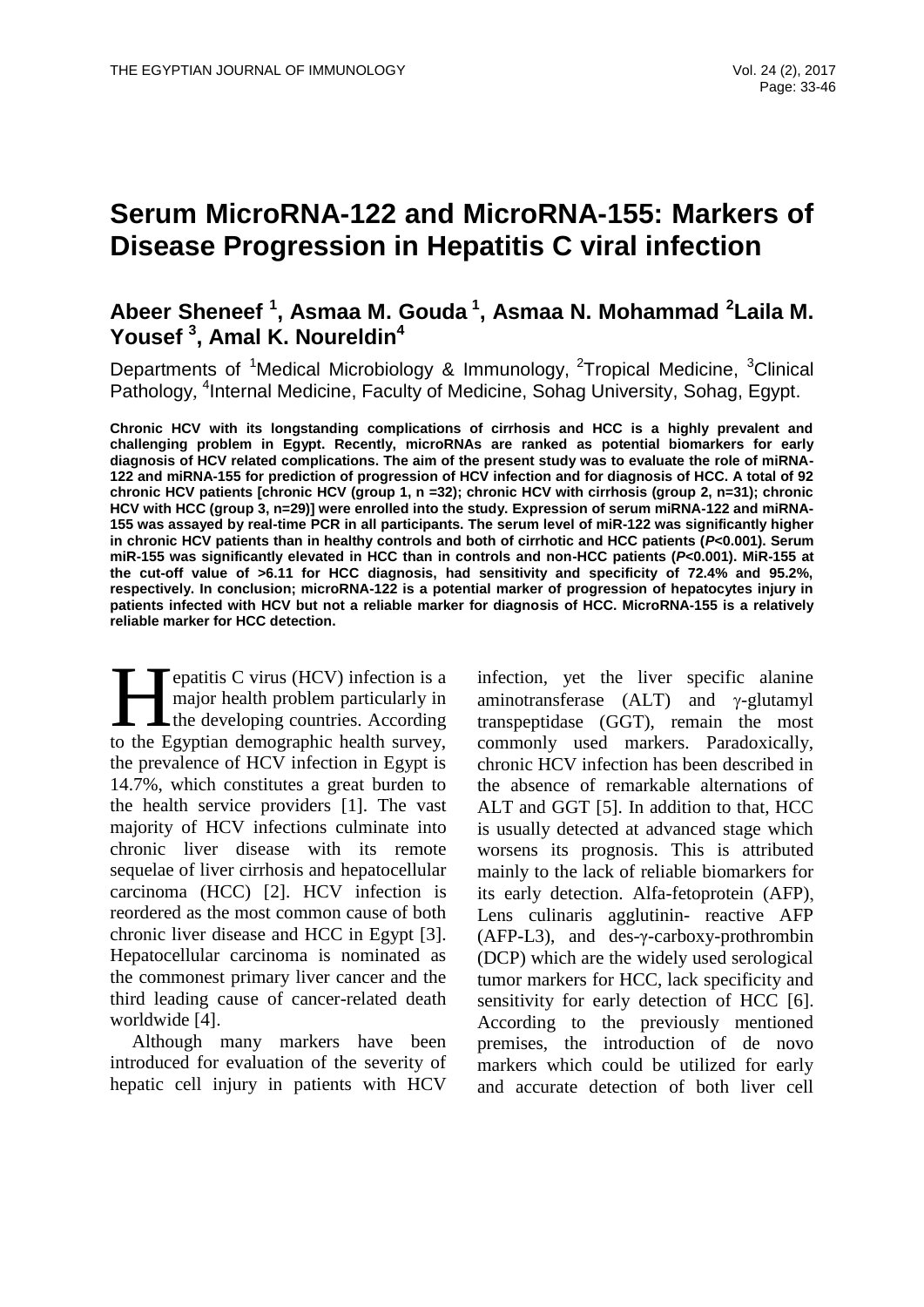# Serum MicroRNA-122 and MicroRNA-155: Markers of Disease Progression in Hepatitis C viral infection

## Abeer Sheneef [1], Asmaa M. Gouda [1], Asmaa N. Mohammad [2] Laila M. Yousef [3], Amal K. Noureldin[4]

Departments of [1]Medical Microbiology & Immunology, [2]Tropical Medicine, [3]Clinical Pathology, [4]Internal Medicine, Faculty of Medicine, Sohag University, Sohag, Egypt.

**Chronic HCV with its longstanding complications of cirrhosis and HCC is a highly prevalent and challenging problem in Egypt. Recently, microRNAs are ranked as potential biomarkers for early diagnosis of HCV related complications. The aim of the present study was to evaluate the role of miRNA-122 and miRNA-155 for prediction of progression of HCV infection and for diagnosis of HCC. A total of 92 chronic HCV patients [chronic HCV (group 1, n =32); chronic HCV with cirrhosis (group 2, n=31); chronic HCV with HCC (group 3, n=29)] were enrolled into the study. Expression of serum miRNA-122 and miRNA-155 was assayed by real-time PCR in all participants. The serum level of miR-122 was significantly higher in chronic HCV patients than in healthy controls and both of cirrhotic and HCC patients (*P*<0.001). Serum miR-155 was significantly elevated in HCC than in controls and non-HCC patients (*P*<0.001). MiR-155 at the cut-off value of >6.11 for HCC diagnosis, had sensitivity and specificity of 72.4% and 95.2%, respectively. In conclusion; microRNA-122 is a potential marker of progression of hepatocytes injury in patients infected with HCV but not a reliable marker for diagnosis of HCC. MicroRNA-155 is a relatively reliable marker for HCC detection.**

Hepatitis C virus (HCV) infection is a major health problem particularly in the developing countries. According to the Egyptian demographic health survey, the prevalence of HCV infection in Egypt is 14.7%, which constitutes a great burden to the health service providers [1]. The vast majority of HCV infections culminate into chronic liver disease with its remote sequelae of liver cirrhosis and hepatocellular carcinoma (HCC) [2]. HCV infection is reordered as the most common cause of both chronic liver disease and HCC in Egypt [3]. Hepatocellular carcinoma is nominated as the commonest primary liver cancer and the third leading cause of cancer-related death worldwide [4].

Although many markers have been introduced for evaluation of the severity of hepatic cell injury in patients with HCV infection, yet the liver specific alanine aminotransferase (ALT) and γ-glutamyl transpeptidase (GGT), remain the most commonly used markers. Paradoxically, chronic HCV infection has been described in the absence of remarkable alternations of ALT and GGT [5]. In addition to that, HCC is usually detected at advanced stage which worsens its prognosis. This is attributed mainly to the lack of reliable biomarkers for its early detection. Alfa-fetoprotein (AFP), Lens culinaris agglutinin- reactive AFP (AFP-L3), and des-γ-carboxy-prothrombin (DCP) which are the widely used serological tumor markers for HCC, lack specificity and sensitivity for early detection of HCC [6]. According to the previously mentioned premises, the introduction of de novo markers which could be utilized for early and accurate detection of both liver cell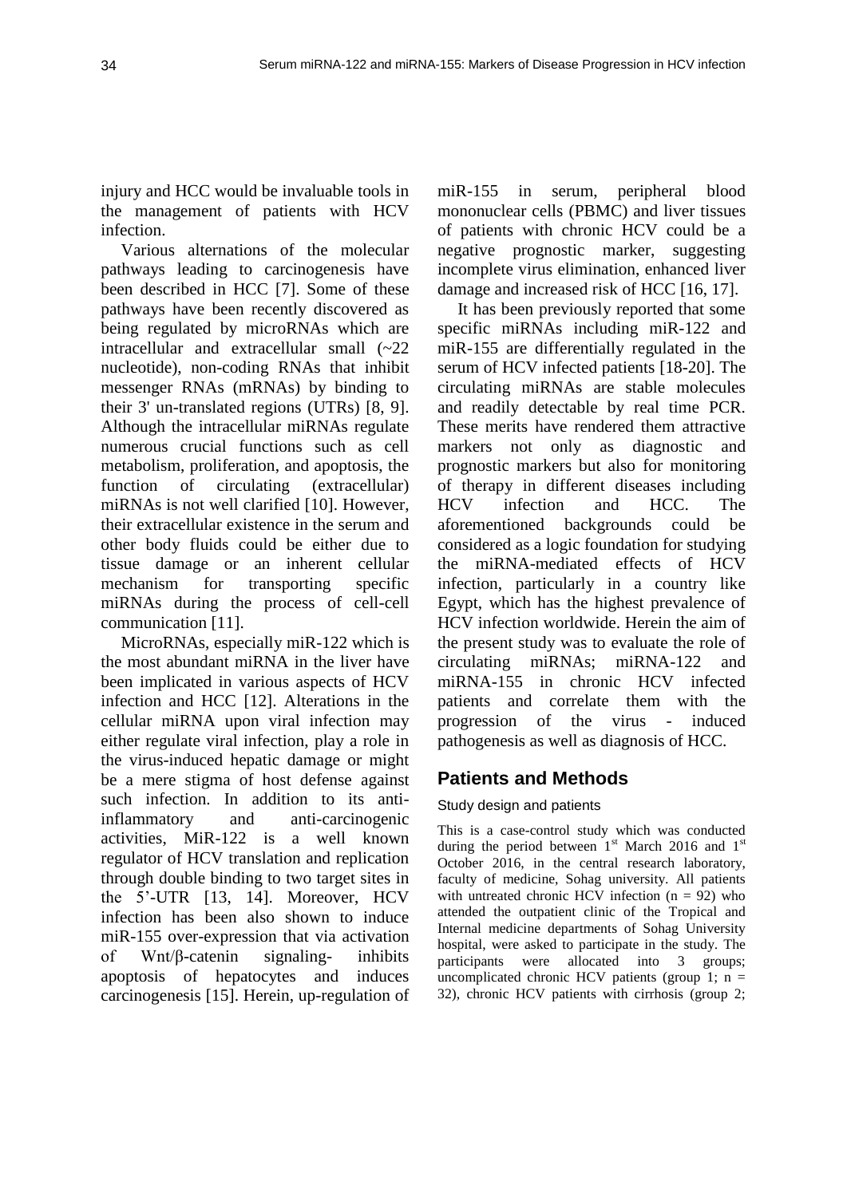injury and HCC would be invaluable tools in the management of patients with HCV infection.

Various alternations of the molecular pathways leading to carcinogenesis have been described in HCC [7]. Some of these pathways have been recently discovered as being regulated by microRNAs which are intracellular and extracellular small (~22 nucleotide), non-coding RNAs that inhibit messenger RNAs (mRNAs) by binding to their 3' un-translated regions (UTRs) [8, 9]. Although the intracellular miRNAs regulate numerous crucial functions such as cell metabolism, proliferation, and apoptosis, the function of circulating (extracellular) miRNAs is not well clarified [10]. However, their extracellular existence in the serum and other body fluids could be either due to tissue damage or an inherent cellular mechanism for transporting specific miRNAs during the process of cell-cell communication [11].

MicroRNAs, especially miR-122 which is the most abundant miRNA in the liver have been implicated in various aspects of HCV infection and HCC [12]. Alterations in the cellular miRNA upon viral infection may either regulate viral infection, play a role in the virus-induced hepatic damage or might be a mere stigma of host defense against such infection. In addition to its anti-inflammatory and anti-carcinogenic activities, MiR-122 is a well known regulator of HCV translation and replication through double binding to two target sites in the 5'-UTR [13, 14]. Moreover, HCV infection has been also shown to induce miR-155 over-expression that via activation of Wnt/β-catenin signaling- inhibits apoptosis of hepatocytes and induces carcinogenesis [15]. Herein, up-regulation of miR-155 in serum, peripheral blood mononuclear cells (PBMC) and liver tissues of patients with chronic HCV could be a negative prognostic marker, suggesting incomplete virus elimination, enhanced liver damage and increased risk of HCC [16, 17].

It has been previously reported that some specific miRNAs including miR-122 and miR-155 are differentially regulated in the serum of HCV infected patients [18-20]. The circulating miRNAs are stable molecules and readily detectable by real time PCR. These merits have rendered them attractive markers not only as diagnostic and prognostic markers but also for monitoring of therapy in different diseases including HCV infection and HCC. The aforementioned backgrounds could be considered as a logic foundation for studying the miRNA-mediated effects of HCV infection, particularly in a country like Egypt, which has the highest prevalence of HCV infection worldwide. Herein the aim of the present study was to evaluate the role of circulating miRNAs; miRNA-122 and miRNA-155 in chronic HCV infected patients and correlate them with the progression of the virus - induced pathogenesis as well as diagnosis of HCC.

## Patients and Methods

### Study design and patients

This is a case-control study which was conducted during the period between 1st March 2016 and 1st October 2016, in the central research laboratory, faculty of medicine, Sohag university. All patients with untreated chronic HCV infection (n = 92) who attended the outpatient clinic of the Tropical and Internal medicine departments of Sohag University hospital, were asked to participate in the study. The participants were allocated into 3 groups; uncomplicated chronic HCV patients (group 1; n = 32), chronic HCV patients with cirrhosis (group 2;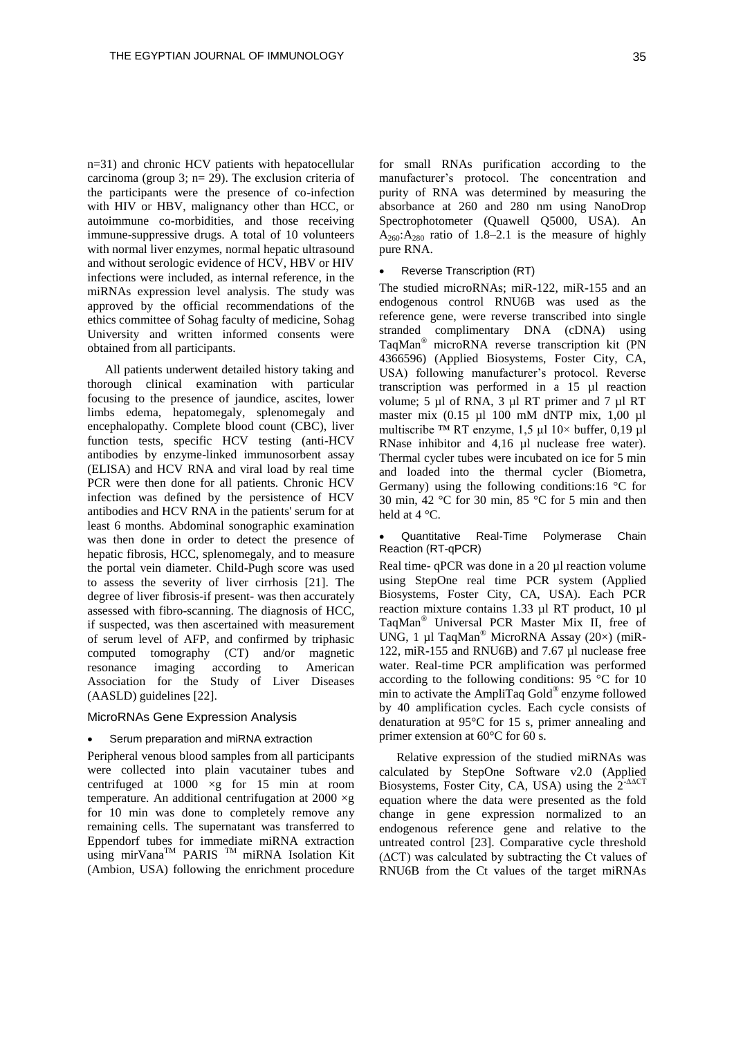n=31) and chronic HCV patients with hepatocellular carcinoma (group 3; n= 29). The exclusion criteria of the participants were the presence of co-infection with HIV or HBV, malignancy other than HCC, or autoimmune co-morbidities, and those receiving immune-suppressive drugs. A total of 10 volunteers with normal liver enzymes, normal hepatic ultrasound and without serologic evidence of HCV, HBV or HIV infections were included, as internal reference, in the miRNAs expression level analysis. The study was approved by the official recommendations of the ethics committee of Sohag faculty of medicine, Sohag University and written informed consents were obtained from all participants.

All patients underwent detailed history taking and thorough clinical examination with particular focusing to the presence of jaundice, ascites, lower limbs edema, hepatomegaly, splenomegaly and encephalopathy. Complete blood count (CBC), liver function tests, specific HCV testing (anti-HCV antibodies by enzyme-linked immunosorbent assay (ELISA) and HCV RNA and viral load by real time PCR were then done for all patients. Chronic HCV infection was defined by the persistence of HCV antibodies and HCV RNA in the patients' serum for at least 6 months. Abdominal sonographic examination was then done in order to detect the presence of hepatic fibrosis, HCC, splenomegaly, and to measure the portal vein diameter. Child-Pugh score was used to assess the severity of liver cirrhosis [21]. The degree of liver fibrosis-if present- was then accurately assessed with fibro-scanning. The diagnosis of HCC, if suspected, was then ascertained with measurement of serum level of AFP, and confirmed by triphasic computed tomography (CT) and/or magnetic resonance imaging according to American Association for the Study of Liver Diseases (AASLD) guidelines [22].

## MicroRNAs Gene Expression Analysis

- Serum preparation and miRNA extraction

Peripheral venous blood samples from all participants were collected into plain vacutainer tubes and centrifuged at 1000 ×g for 15 min at room temperature. An additional centrifugation at 2000 ×g for 10 min was done to completely remove any remaining cells. The supernatant was transferred to Eppendorf tubes for immediate miRNA extraction using mirVana™ PARIS ™ miRNA Isolation Kit (Ambion, USA) following the enrichment procedure for small RNAs purification according to the manufacturer's protocol. The concentration and purity of RNA was determined by measuring the absorbance at 260 and 280 nm using NanoDrop Spectrophotometer (Quawell Q5000, USA). An $A_{260}$:$A_{280}$ ratio of 1.8–2.1 is the measure of highly pure RNA.

- Reverse Transcription (RT)

The studied microRNAs; miR-122, miR-155 and an endogenous control RNU6B was used as the reference gene, were reverse transcribed into single stranded complimentary DNA (cDNA) using TaqMan® microRNA reverse transcription kit (PN 4366596) (Applied Biosystems, Foster City, CA, USA) following manufacturer's protocol. Reverse transcription was performed in a 15 µl reaction volume; 5 µl of RNA, 3 µl RT primer and 7 µl RT master mix (0.15 µl 100 mM dNTP mix, 1,00 µl multiscribe ™ RT enzyme, 1,5 µl 10× buffer, 0,19 µl RNase inhibitor and 4,16 µl nuclease free water). Thermal cycler tubes were incubated on ice for 5 min and loaded into the thermal cycler (Biometra, Germany) using the following conditions:16 °C for 30 min, 42 °C for 30 min, 85 °C for 5 min and then held at 4 °C.

- Quantitative Real-Time Polymerase Chain Reaction (RT-qPCR)

Real time- qPCR was done in a 20 µl reaction volume using StepOne real time PCR system (Applied Biosystems, Foster City, CA, USA). Each PCR reaction mixture contains 1.33 µl RT product, 10 µl TaqMan® Universal PCR Master Mix II, free of UNG, 1 µl TaqMan® MicroRNA Assay (20×) (miR-122, miR-155 and RNU6B) and 7.67 µl nuclease free water. Real-time PCR amplification was performed according to the following conditions: 95 °C for 10 min to activate the AmpliTaq Gold® enzyme followed by 40 amplification cycles. Each cycle consists of denaturation at 95°C for 15 s, primer annealing and primer extension at 60°C for 60 s.

Relative expression of the studied miRNAs was calculated by StepOne Software v2.0 (Applied Biosystems, Foster City, CA, USA) using the $2^{-\Delta\Delta CT}$ equation where the data were presented as the fold change in gene expression normalized to an endogenous reference gene and relative to the untreated control [23]. Comparative cycle threshold (ΔCT) was calculated by subtracting the Ct values of RNU6B from the Ct values of the target miRNAs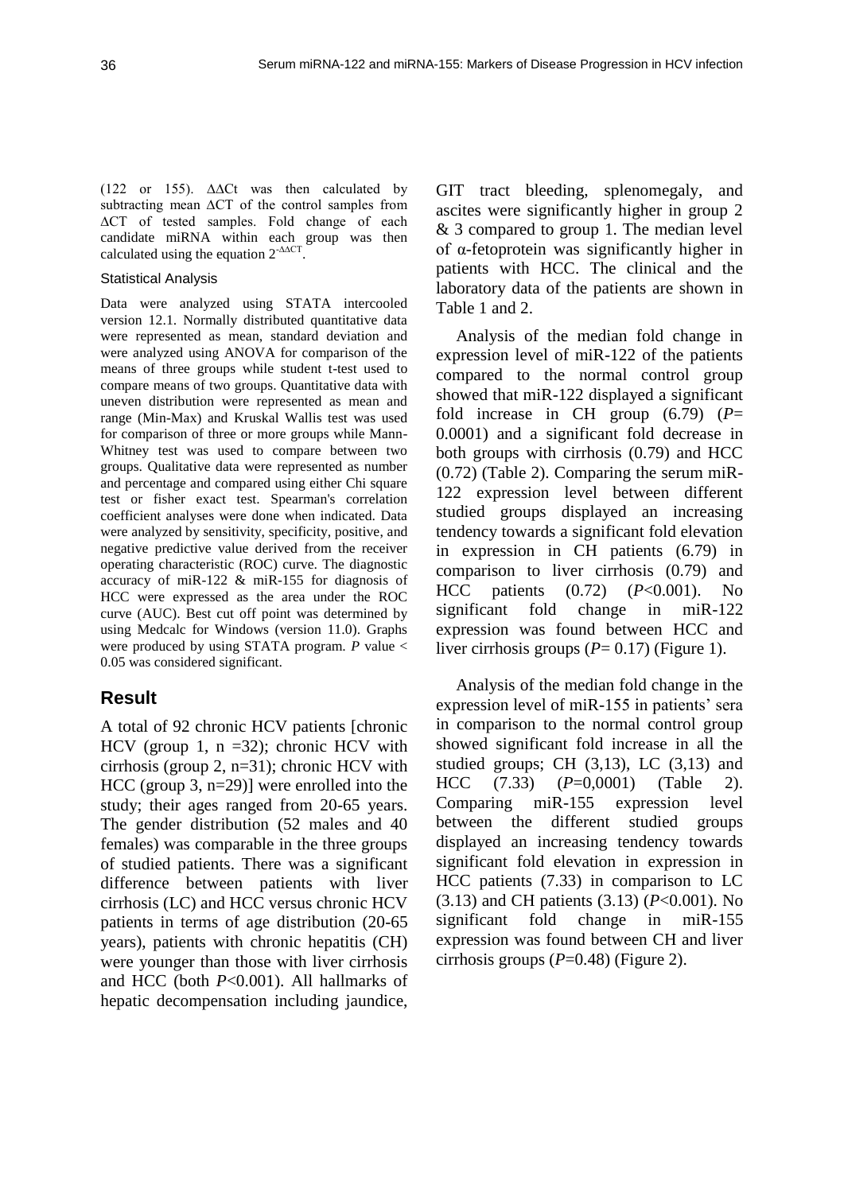(122 or 155). ΔΔCt was then calculated by subtracting mean ΔCT of the control samples from ΔCT of tested samples. Fold change of each candidate miRNA within each group was then calculated using the equation $2^{-\Delta\Delta CT}$.

### Statistical Analysis

Data were analyzed using STATA intercooled version 12.1. Normally distributed quantitative data were represented as mean, standard deviation and were analyzed using ANOVA for comparison of the means of three groups while student t-test used to compare means of two groups. Quantitative data with uneven distribution were represented as mean and range (Min-Max) and Kruskal Wallis test was used for comparison of three or more groups while Mann-Whitney test was used to compare between two groups. Qualitative data were represented as number and percentage and compared using either Chi square test or fisher exact test. Spearman's correlation coefficient analyses were done when indicated. Data were analyzed by sensitivity, specificity, positive, and negative predictive value derived from the receiver operating characteristic (ROC) curve. The diagnostic accuracy of miR-122 & miR-155 for diagnosis of HCC were expressed as the area under the ROC curve (AUC). Best cut off point was determined by using Medcalc for Windows (version 11.0). Graphs were produced by using STATA program. *P* value < 0.05 was considered significant.

## Result

A total of 92 chronic HCV patients [chronic HCV (group 1, n =32); chronic HCV with cirrhosis (group 2, n=31); chronic HCV with HCC (group 3, n=29)] were enrolled into the study; their ages ranged from 20-65 years. The gender distribution (52 males and 40 females) was comparable in the three groups of studied patients. There was a significant difference between patients with liver cirrhosis (LC) and HCC versus chronic HCV patients in terms of age distribution (20-65 years), patients with chronic hepatitis (CH) were younger than those with liver cirrhosis and HCC (both *P*<0.001). All hallmarks of hepatic decompensation including jaundice, GIT tract bleeding, splenomegaly, and ascites were significantly higher in group 2 & 3 compared to group 1. The median level of α-fetoprotein was significantly higher in patients with HCC. The clinical and the laboratory data of the patients are shown in Table 1 and 2.

Analysis of the median fold change in expression level of miR-122 of the patients compared to the normal control group showed that miR-122 displayed a significant fold increase in CH group (6.79) (*P*= 0.0001) and a significant fold decrease in both groups with cirrhosis (0.79) and HCC (0.72) (Table 2). Comparing the serum miR-122 expression level between different studied groups displayed an increasing tendency towards a significant fold elevation in expression in CH patients (6.79) in comparison to liver cirrhosis (0.79) and HCC patients (0.72) (*P*<0.001). No significant fold change in miR-122 expression was found between HCC and liver cirrhosis groups (*P*= 0.17) (Figure 1).

Analysis of the median fold change in the expression level of miR-155 in patients' sera in comparison to the normal control group showed significant fold increase in all the studied groups; CH (3,13), LC (3,13) and HCC (7.33) (*P*=0,0001) (Table 2). Comparing miR-155 expression level between the different studied groups displayed an increasing tendency towards significant fold elevation in expression in HCC patients (7.33) in comparison to LC (3.13) and CH patients (3.13) (*P*<0.001). No significant fold change in miR-155 expression was found between CH and liver cirrhosis groups (*P*=0.48) (Figure 2).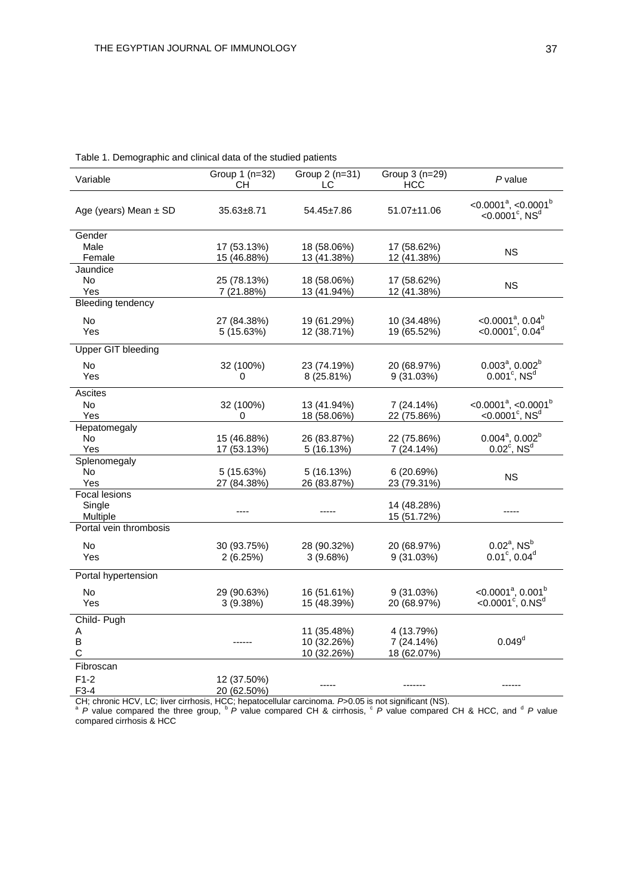Table 1. Demographic and clinical data of the studied patients

| Variable | Group 1 (n=32) CH | Group 2 (n=31) LC | Group 3 (n=29) HCC | *P* value |
|---|---|---|---|---|
| Age (years) Mean ± SD | 35.63±8.71 | 54.45±7.86 | 51.07±11.06 | <0.0001[a], <0.0001[b] <0.0001[c], NS[d] |
| Gender | | | | |
| Male | 17 (53.13%) | 18 (58.06%) | 17 (58.62%) | NS |
| Female | 15 (46.88%) | 13 (41.38%) | 12 (41.38%) | |
| Jaundice | | | | |
| No | 25 (78.13%) | 18 (58.06%) | 17 (58.62%) | NS |
| Yes | 7 (21.88%) | 13 (41.94%) | 12 (41.38%) | |
| Bleeding tendency | | | | |
| No | 27 (84.38%) | 19 (61.29%) | 10 (34.48%) | <0.0001[a], 0.04[b] |
| Yes | 5 (15.63%) | 12 (38.71%) | 19 (65.52%) | <0.0001[c], 0.04[d] |
| Upper GIT bleeding | | | | |
| No | 32 (100%) | 23 (74.19%) | 20 (68.97%) | 0.003[a], 0.002[b] |
| Yes | 0 | 8 (25.81%) | 9 (31.03%) | 0.001[c], NS[d] |
| Ascites | | | | |
| No | 32 (100%) | 13 (41.94%) | 7 (24.14%) | <0.0001[a], <0.0001[b] |
| Yes | 0 | 18 (58.06%) | 22 (75.86%) | <0.0001[c], NS[d] |
| Hepatomegaly | | | | |
| No | 15 (46.88%) | 26 (83.87%) | 22 (75.86%) | 0.004[a], 0.002[b] |
| Yes | 17 (53.13%) | 5 (16.13%) | 7 (24.14%) | 0.02[c], NS[d] |
| Splenomegaly | | | | |
| No | 5 (15.63%) | 5 (16.13%) | 6 (20.69%) | NS |
| Yes | 27 (84.38%) | 26 (83.87%) | 23 (79.31%) | |
| Focal lesions | | | | |
| Single | ---- | ----- | 14 (48.28%) | ----- |
| Multiple | | | 15 (51.72%) | |
| Portal vein thrombosis | | | | |
| No | 30 (93.75%) | 28 (90.32%) | 20 (68.97%) | 0.02[a], NS[b] |
| Yes | 2 (6.25%) | 3 (9.68%) | 9 (31.03%) | 0.01[c], 0.04[d] |
| Portal hypertension | | | | |
| No | 29 (90.63%) | 16 (51.61%) | 9 (31.03%) | <0.0001[a], 0.001[b] |
| Yes | 3 (9.38%) | 15 (48.39%) | 20 (68.97%) | <0.0001[c], 0.NS[d] |
| Child- Pugh | | | | |
| A | ------ | 11 (35.48%) | 4 (13.79%) | 0.049[d] |
| B | | 10 (32.26%) | 7 (24.14%) | |
| C | | 10 (32.26%) | 18 (62.07%) | |
| Fibroscan | | | | |
| F1-2 | 12 (37.50%) | ----- | ------- | ------ |
| F3-4 | 20 (62.50%) | | | |

CH; chronic HCV, LC; liver cirrhosis, HCC; hepatocellular carcinoma. *P*>0.05 is not significant (NS).
[a] *P* value compared the three group, [b] *P* value compared CH & cirrhosis, [c] *P* value compared CH & HCC, and [d] *P* value compared cirrhosis & HCC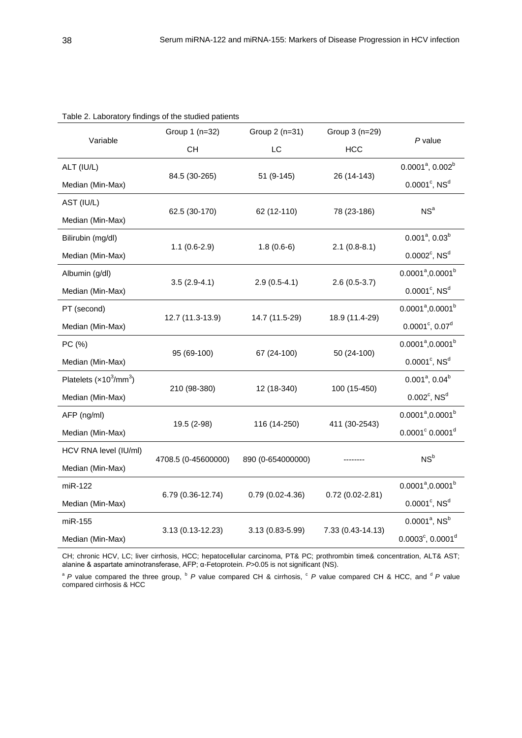Table 2. Laboratory findings of the studied patients

| Variable | Group 1 (n=32) CH | Group 2 (n=31) LC | Group 3 (n=29) HCC | *P* value |
|---|---|---|---|---|
| ALT (IU/L) Median (Min-Max) | 84.5 (30-265) | 51 (9-145) | 26 (14-143) | 0.0001[a], 0.002[b] 0.0001[c], NS[d] |
| AST (IU/L) Median (Min-Max) | 62.5 (30-170) | 62 (12-110) | 78 (23-186) | NS[a] |
| Bilirubin (mg/dl) Median (Min-Max) | 1.1 (0.6-2.9) | 1.8 (0.6-6) | 2.1 (0.8-8.1) | 0.001[a], 0.03[b] 0.0002[c], NS[d] |
| Albumin (g/dl) Median (Min-Max) | 3.5 (2.9-4.1) | 2.9 (0.5-4.1) | 2.6 (0.5-3.7) | 0.0001[a],0.0001[b] 0.0001[c], NS[d] |
| PT (second) Median (Min-Max) | 12.7 (11.3-13.9) | 14.7 (11.5-29) | 18.9 (11.4-29) | 0.0001[a],0.0001[b] 0.0001[c], 0.07[d] |
| PC (%) Median (Min-Max) | 95 (69-100) | 67 (24-100) | 50 (24-100) | 0.0001[a],0.0001[b] 0.0001[c], NS[d] |
| Platelets ($\times10^3$/mm$^3$) Median (Min-Max) | 210 (98-380) | 12 (18-340) | 100 (15-450) | 0.001[a], 0.04[b] 0.002[c], NS[d] |
| AFP (ng/ml) Median (Min-Max) | 19.5 (2-98) | 116 (14-250) | 411 (30-2543) | 0.0001[a],0.0001[b] 0.0001[c] 0.0001[d] |
| HCV RNA level (IU/ml) Median (Min-Max) | 4708.5 (0-45600000) | 890 (0-654000000) | -------- | NS[b] |
| miR-122 Median (Min-Max) | 6.79 (0.36-12.74) | 0.79 (0.02-4.36) | 0.72 (0.02-2.81) | 0.0001[a],0.0001[b] 0.0001[c], NS[d] |
| miR-155 Median (Min-Max) | 3.13 (0.13-12.23) | 3.13 (0.83-5.99) | 7.33 (0.43-14.13) | 0.0001[a], NS[b] 0.0003[c], 0.0001[d] |

CH; chronic HCV, LC; liver cirrhosis, HCC; hepatocellular carcinoma, PT& PC; prothrombin time& concentration, ALT& AST; alanine & aspartate aminotransferase, AFP; α-Fetoprotein. *P*>0.05 is not significant (NS).

[a] *P* value compared the three group, [b] *P* value compared CH & cirrhosis, [c] *P* value compared CH & HCC, and [d] *P* value compared cirrhosis & HCC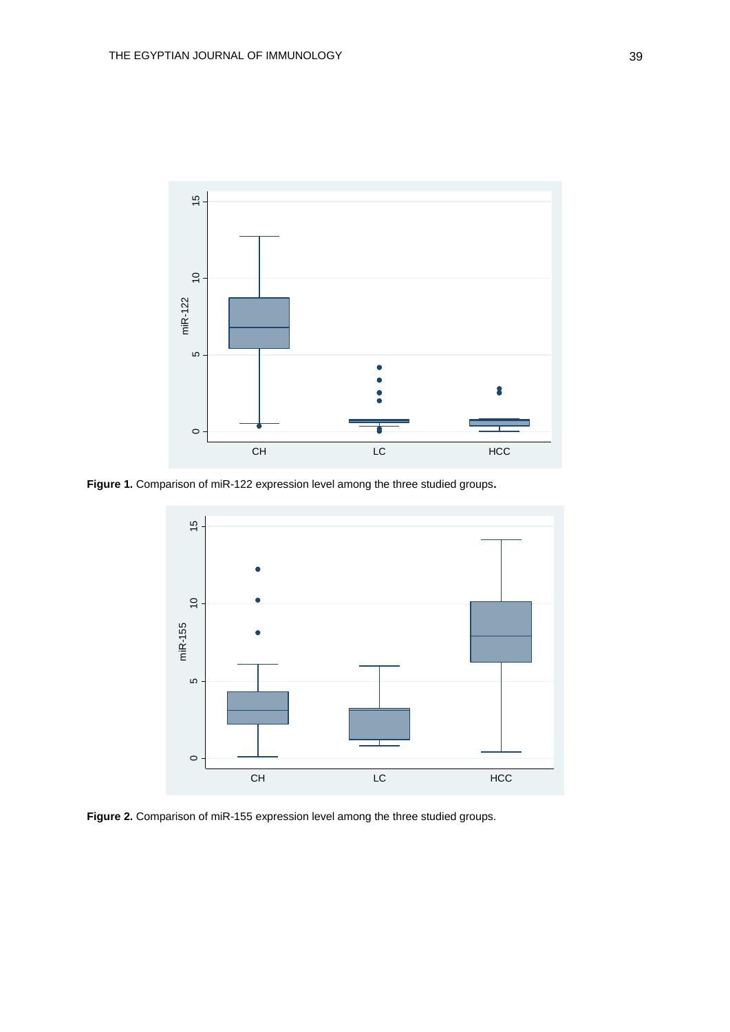miR-122

15

10

5

0

CH

LC

HCC

**Figure 1.** Comparison of miR-122 expression level among the three studied groups**.**

miR-155

15

10

5

0

CH

LC

HCC

**Figure 2.** Comparison of miR-155 expression level among the three studied groups.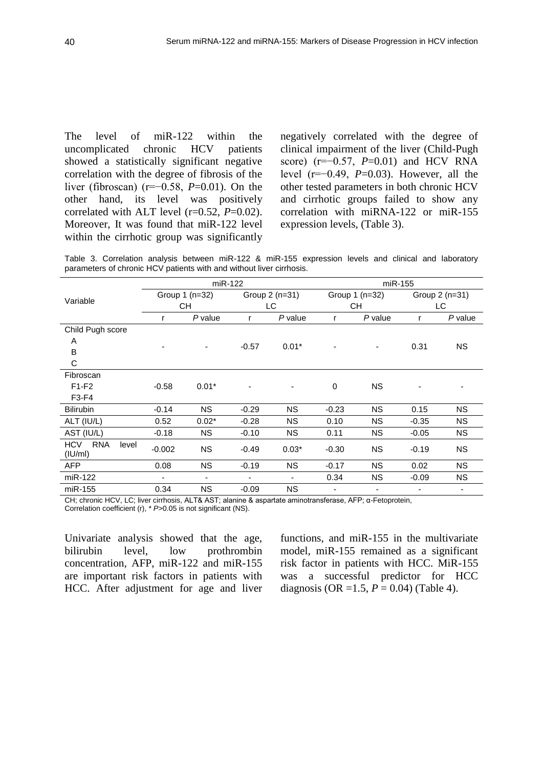The level of miR-122 within the uncomplicated chronic HCV patients showed a statistically significant negative correlation with the degree of fibrosis of the liver (fibroscan) (r=−0.58, *P*=0.01). On the other hand, its level was positively correlated with ALT level (r=0.52, *P*=0.02). Moreover, It was found that miR-122 level within the cirrhotic group was significantly negatively correlated with the degree of clinical impairment of the liver (Child-Pugh score) (r=−0.57, *P*=0.01) and HCV RNA level (r=−0.49, *P*=0.03). However, all the other tested parameters in both chronic HCV and cirrhotic groups failed to show any correlation with miRNA-122 or miR-155 expression levels, (Table 3).

Table 3. Correlation analysis between miR-122 & miR-155 expression levels and clinical and laboratory parameters of chronic HCV patients with and without liver cirrhosis.

| Variable | miR-122 | | | | miR-155 | | | |
|---|---|---|---|---|---|---|---|---|
| | Group 1 (n=32) CH | | Group 2 (n=31) LC | | Group 1 (n=32) CH | | Group 2 (n=31) LC | |
| | r | *P* value | r | *P* value | r | *P* value | r | *P* value |
| Child Pugh score A B C | - | - | -0.57 | 0.01* | - | - | 0.31 | NS |
| Fibroscan F1-F2 F3-F4 | -0.58 | 0.01* | - | - | 0 | NS | - | - |
| Bilirubin | -0.14 | NS | -0.29 | NS | -0.23 | NS | 0.15 | NS |
| ALT (IU/L) | 0.52 | 0.02* | -0.28 | NS | 0.10 | NS | -0.35 | NS |
| AST (IU/L) | -0.18 | NS | -0.10 | NS | 0.11 | NS | -0.05 | NS |
| HCV RNA level (IU/ml) | -0.002 | NS | -0.49 | 0.03* | -0.30 | NS | -0.19 | NS |
| AFP | 0.08 | NS | -0.19 | NS | -0.17 | NS | 0.02 | NS |
| miR-122 | - | - | - | - | 0.34 | NS | -0.09 | NS |
| miR-155 | 0.34 | NS | -0.09 | NS | - | - | - | - |

CH; chronic HCV, LC; liver cirrhosis, ALT& AST; alanine & aspartate aminotransferase, AFP; α-Fetoprotein,
Correlation coefficient (r), * *P*>0.05 is not significant (NS).

Univariate analysis showed that the age, bilirubin level, low prothrombin concentration, AFP, miR-122 and miR-155 are important risk factors in patients with HCC. After adjustment for age and liver functions, and miR-155 in the multivariate model, miR-155 remained as a significant risk factor in patients with HCC. MiR-155 was a successful predictor for HCC diagnosis (OR =1.5, *P* = 0.04) (Table 4).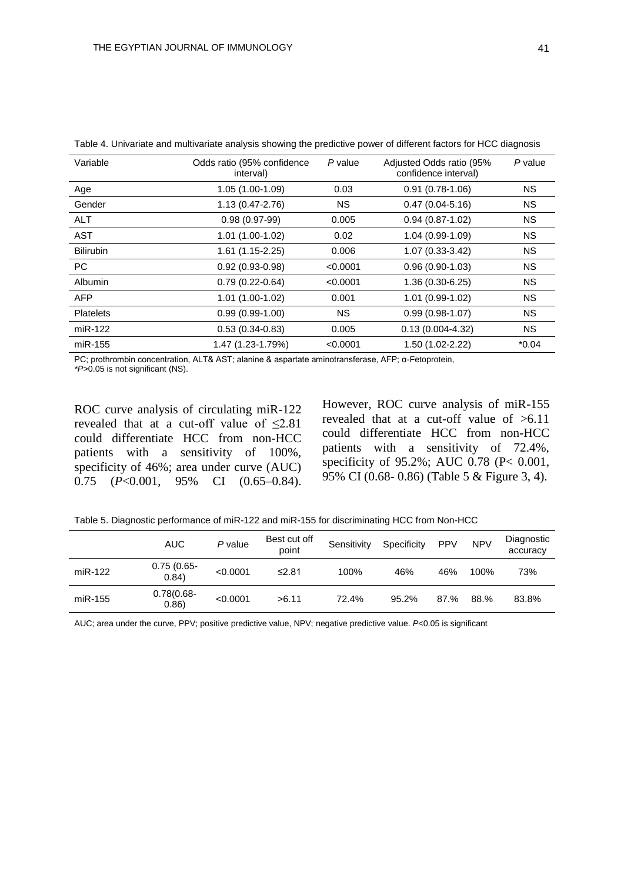Table 4. Univariate and multivariate analysis showing the predictive power of different factors for HCC diagnosis

| Variable | Odds ratio (95% confidence interval) | *P* value | Adjusted Odds ratio (95% confidence interval) | *P* value |
|---|---|---|---|---|
| Age | 1.05 (1.00-1.09) | 0.03 | 0.91 (0.78-1.06) | NS |
| Gender | 1.13 (0.47-2.76) | NS | 0.47 (0.04-5.16) | NS |
| ALT | 0.98 (0.97-99) | 0.005 | 0.94 (0.87-1.02) | NS |
| AST | 1.01 (1.00-1.02) | 0.02 | 1.04 (0.99-1.09) | NS |
| Bilirubin | 1.61 (1.15-2.25) | 0.006 | 1.07 (0.33-3.42) | NS |
| PC | 0.92 (0.93-0.98) | <0.0001 | 0.96 (0.90-1.03) | NS |
| Albumin | 0.79 (0.22-0.64) | <0.0001 | 1.36 (0.30-6.25) | NS |
| AFP | 1.01 (1.00-1.02) | 0.001 | 1.01 (0.99-1.02) | NS |
| Platelets | 0.99 (0.99-1.00) | NS | 0.99 (0.98-1.07) | NS |
| miR-122 | 0.53 (0.34-0.83) | 0.005 | 0.13 (0.004-4.32) | NS |
| miR-155 | 1.47 (1.23-1.79%) | <0.0001 | 1.50 (1.02-2.22) | *0.04 |

PC; prothrombin concentration, ALT& AST; alanine & aspartate aminotransferase, AFP; α-Fetoprotein,
**P*>0.05 is not significant (NS).

ROC curve analysis of circulating miR-122 revealed that at a cut-off value of ≤2.81 could differentiate HCC from non-HCC patients with a sensitivity of 100%, specificity of 46%; area under curve (AUC) 0.75 ($P$<0.001, 95% CI (0.65–0.84). However, ROC curve analysis of miR-155 revealed that at a cut-off value of >6.11 could differentiate HCC from non-HCC patients with a sensitivity of 72.4%, specificity of 95.2%; AUC 0.78 (P< 0.001, 95% CI (0.68- 0.86) (Table 5 & Figure 3, 4).

Table 5. Diagnostic performance of miR-122 and miR-155 for discriminating HCC from Non-HCC

| | AUC | *P* value | Best cut off point | Sensitivity | Specificity | PPV | NPV | Diagnostic accuracy |
|---|---|---|---|---|---|---|---|---|
| miR-122 | 0.75 (0.65-0.84) | <0.0001 | ≤2.81 | 100% | 46% | 46% | 100% | 73% |
| miR-155 | 0.78(0.68-0.86) | <0.0001 | >6.11 | 72.4% | 95.2% | 87.% | 88.% | 83.8% |

AUC; area under the curve, PPV; positive predictive value, NPV; negative predictive value. *P*<0.05 is significant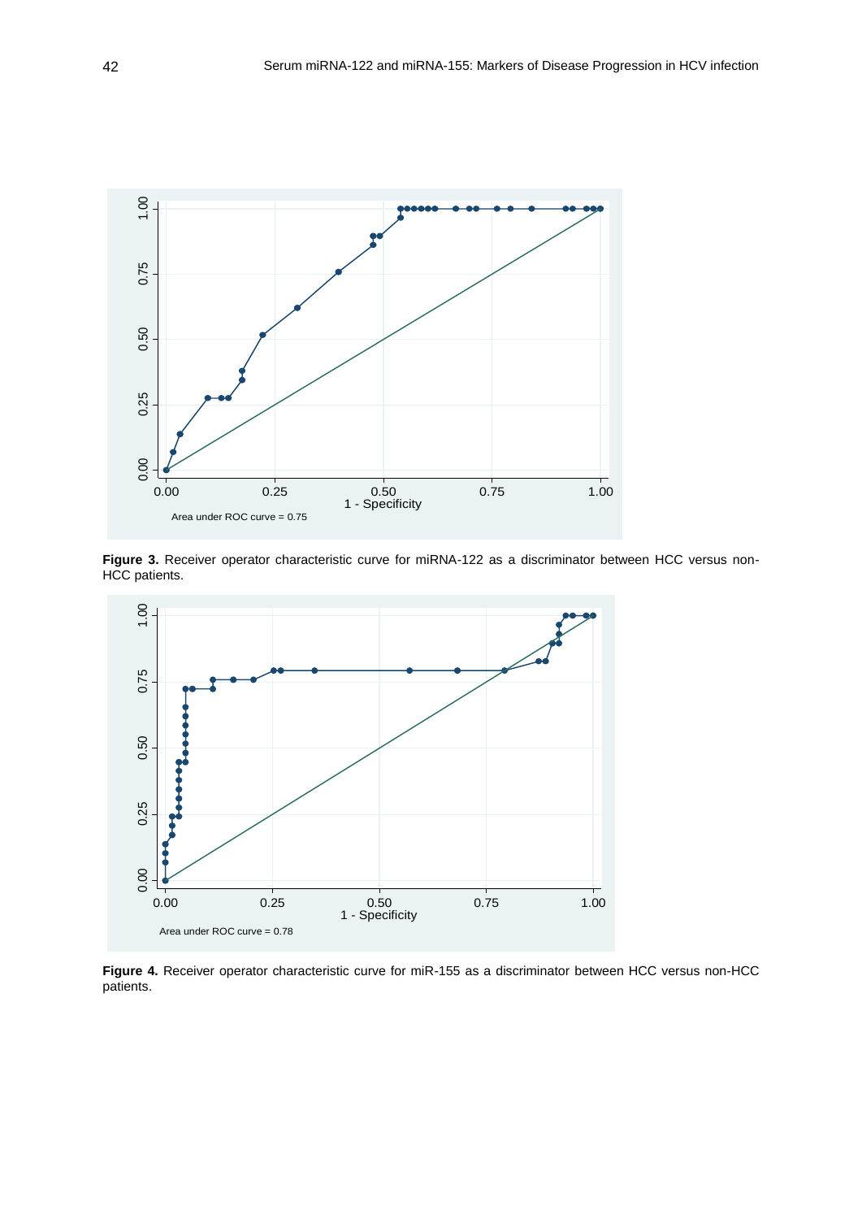1.00
0.75
0.50
0.25
0.00
0.00
0.25
0.50
0.75
1.00
1 - Specificity
Area under ROC curve = 0.75

**Figure 3.** Receiver operator characteristic curve for miRNA-122 as a discriminator between HCC versus non-HCC patients.

1.00
0.75
0.50
0.25
0.00
0.00
0.25
0.50
0.75
1.00
1 - Specificity
Area under ROC curve = 0.78

**Figure 4.** Receiver operator characteristic curve for miR-155 as a discriminator between HCC versus non-HCC patients.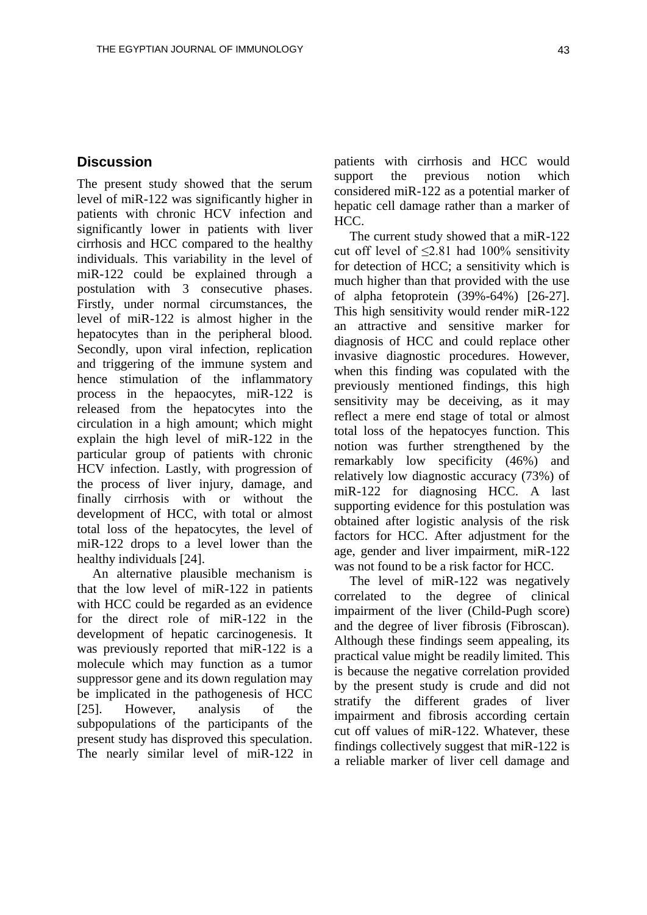## Discussion

The present study showed that the serum level of miR-122 was significantly higher in patients with chronic HCV infection and significantly lower in patients with liver cirrhosis and HCC compared to the healthy individuals. This variability in the level of miR-122 could be explained through a postulation with 3 consecutive phases. Firstly, under normal circumstances, the level of miR-122 is almost higher in the hepatocytes than in the peripheral blood. Secondly, upon viral infection, replication and triggering of the immune system and hence stimulation of the inflammatory process in the hepaocytes, miR-122 is released from the hepatocytes into the circulation in a high amount; which might explain the high level of miR-122 in the particular group of patients with chronic HCV infection. Lastly, with progression of the process of liver injury, damage, and finally cirrhosis with or without the development of HCC, with total or almost total loss of the hepatocytes, the level of miR-122 drops to a level lower than the healthy individuals [24].

An alternative plausible mechanism is that the low level of miR-122 in patients with HCC could be regarded as an evidence for the direct role of miR-122 in the development of hepatic carcinogenesis. It was previously reported that miR-122 is a molecule which may function as a tumor suppressor gene and its down regulation may be implicated in the pathogenesis of HCC [25]. However, analysis of the subpopulations of the participants of the present study has disproved this speculation. The nearly similar level of miR-122 in patients with cirrhosis and HCC would support the previous notion which considered miR-122 as a potential marker of hepatic cell damage rather than a marker of HCC.

The current study showed that a miR-122 cut off level of ≤2.81 had 100% sensitivity for detection of HCC; a sensitivity which is much higher than that provided with the use of alpha fetoprotein (39%-64%) [26-27]. This high sensitivity would render miR-122 an attractive and sensitive marker for diagnosis of HCC and could replace other invasive diagnostic procedures. However, when this finding was copulated with the previously mentioned findings, this high sensitivity may be deceiving, as it may reflect a mere end stage of total or almost total loss of the hepatocyes function. This notion was further strengthened by the remarkably low specificity (46%) and relatively low diagnostic accuracy (73%) of miR-122 for diagnosing HCC. A last supporting evidence for this postulation was obtained after logistic analysis of the risk factors for HCC. After adjustment for the age, gender and liver impairment, miR-122 was not found to be a risk factor for HCC.

The level of miR-122 was negatively correlated to the degree of clinical impairment of the liver (Child-Pugh score) and the degree of liver fibrosis (Fibroscan). Although these findings seem appealing, its practical value might be readily limited. This is because the negative correlation provided by the present study is crude and did not stratify the different grades of liver impairment and fibrosis according certain cut off values of miR-122. Whatever, these findings collectively suggest that miR-122 is a reliable marker of liver cell damage and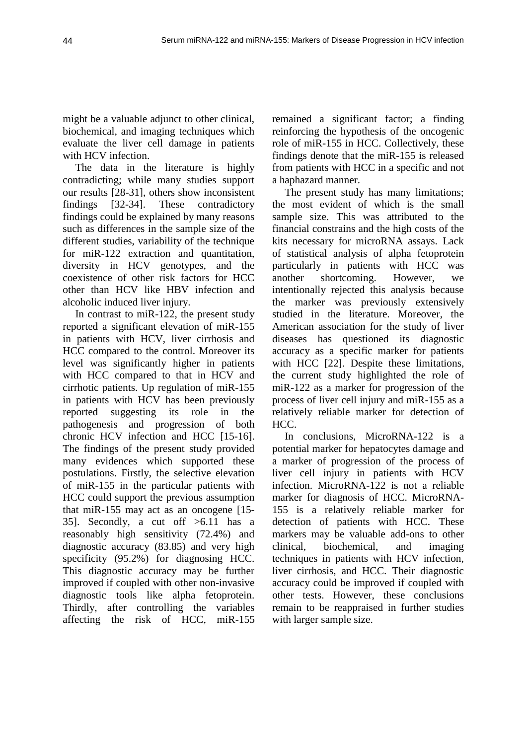might be a valuable adjunct to other clinical, biochemical, and imaging techniques which evaluate the liver cell damage in patients with HCV infection.

The data in the literature is highly contradicting; while many studies support our results [28-31], others show inconsistent findings [32-34]. These contradictory findings could be explained by many reasons such as differences in the sample size of the different studies, variability of the technique for miR-122 extraction and quantitation, diversity in HCV genotypes, and the coexistence of other risk factors for HCC other than HCV like HBV infection and alcoholic induced liver injury.

In contrast to miR-122, the present study reported a significant elevation of miR-155 in patients with HCV, liver cirrhosis and HCC compared to the control. Moreover its level was significantly higher in patients with HCC compared to that in HCV and cirrhotic patients. Up regulation of miR-155 in patients with HCV has been previously reported suggesting its role in the pathogenesis and progression of both chronic HCV infection and HCC [15-16]. The findings of the present study provided many evidences which supported these postulations. Firstly, the selective elevation of miR-155 in the particular patients with HCC could support the previous assumption that miR-155 may act as an oncogene [15-35]. Secondly, a cut off >6.11 has a reasonably high sensitivity (72.4%) and diagnostic accuracy (83.85) and very high specificity (95.2%) for diagnosing HCC. This diagnostic accuracy may be further improved if coupled with other non-invasive diagnostic tools like alpha fetoprotein. Thirdly, after controlling the variables affecting the risk of HCC, miR-155 remained a significant factor; a finding reinforcing the hypothesis of the oncogenic role of miR-155 in HCC. Collectively, these findings denote that the miR-155 is released from patients with HCC in a specific and not a haphazard manner.

The present study has many limitations; the most evident of which is the small sample size. This was attributed to the financial constrains and the high costs of the kits necessary for microRNA assays. Lack of statistical analysis of alpha fetoprotein particularly in patients with HCC was another shortcoming. However, we intentionally rejected this analysis because the marker was previously extensively studied in the literature. Moreover, the American association for the study of liver diseases has questioned its diagnostic accuracy as a specific marker for patients with HCC [22]. Despite these limitations, the current study highlighted the role of miR-122 as a marker for progression of the process of liver cell injury and miR-155 as a relatively reliable marker for detection of HCC.

In conclusions, MicroRNA-122 is a potential marker for hepatocytes damage and a marker of progression of the process of liver cell injury in patients with HCV infection. MicroRNA-122 is not a reliable marker for diagnosis of HCC. MicroRNA-155 is a relatively reliable marker for detection of patients with HCC. These markers may be valuable add-ons to other clinical, biochemical, and imaging techniques in patients with HCV infection, liver cirrhosis, and HCC. Their diagnostic accuracy could be improved if coupled with other tests. However, these conclusions remain to be reappraised in further studies with larger sample size.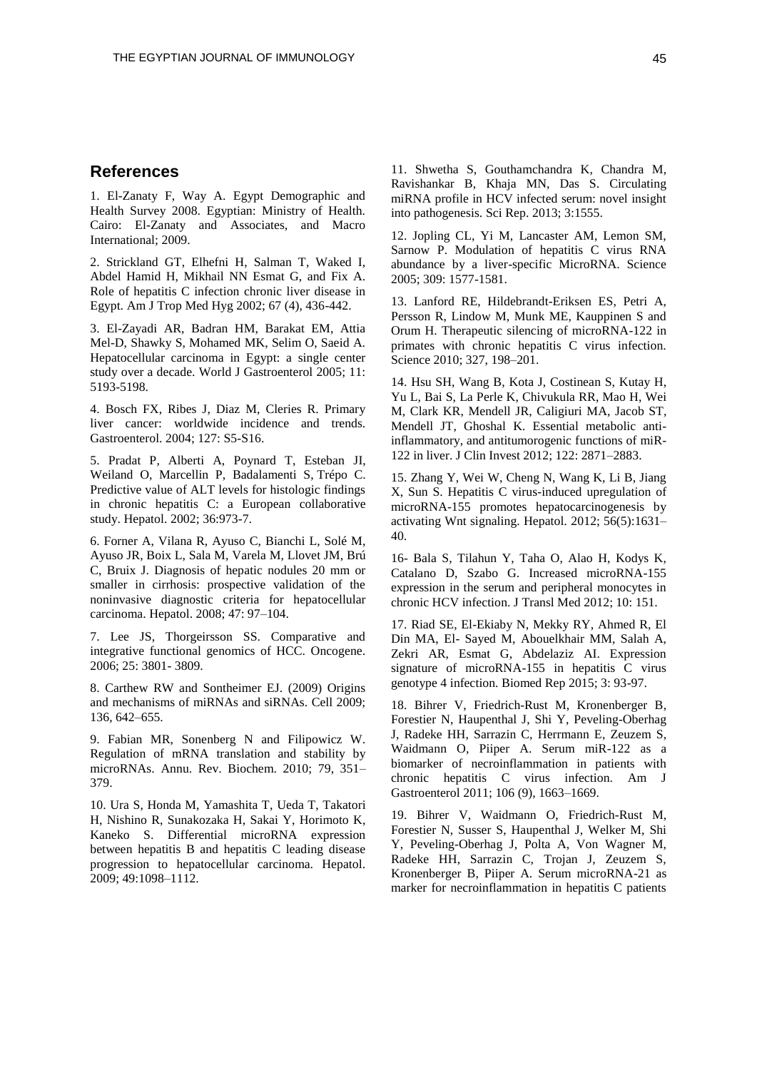## References

1. El-Zanaty F, Way A. Egypt Demographic and Health Survey 2008. Egyptian: Ministry of Health. Cairo: El-Zanaty and Associates, and Macro International; 2009.

2. Strickland GT, Elhefni H, Salman T, Waked I, Abdel Hamid H, Mikhail NN Esmat G, and Fix A. Role of hepatitis C infection chronic liver disease in Egypt. Am J Trop Med Hyg 2002; 67 (4), 436-442.

3. El-Zayadi AR, Badran HM, Barakat EM, Attia Mel-D, Shawky S, Mohamed MK, Selim O, Saeid A. Hepatocellular carcinoma in Egypt: a single center study over a decade. World J Gastroenterol 2005; 11: 5193-5198.

4. Bosch FX, Ribes J, Diaz M, Cleries R. Primary liver cancer: worldwide incidence and trends. Gastroenterol. 2004; 127: S5-S16.

5. Pradat P, Alberti A, Poynard T, Esteban JI, Weiland O, Marcellin P, Badalamenti S, Trépo C. Predictive value of ALT levels for histologic findings in chronic hepatitis C: a European collaborative study. Hepatol. 2002; 36:973-7.

6. Forner A, Vilana R, Ayuso C, Bianchi L, Solé M, Ayuso JR, Boix L, Sala M, Varela M, Llovet JM, Brú C, Bruix J. Diagnosis of hepatic nodules 20 mm or smaller in cirrhosis: prospective validation of the noninvasive diagnostic criteria for hepatocellular carcinoma. Hepatol. 2008; 47: 97–104.

7. Lee JS, Thorgeirsson SS. Comparative and integrative functional genomics of HCC. Oncogene. 2006; 25: 3801- 3809.

8. Carthew RW and Sontheimer EJ. (2009) Origins and mechanisms of miRNAs and siRNAs. Cell 2009; 136, 642–655.

9. Fabian MR, Sonenberg N and Filipowicz W. Regulation of mRNA translation and stability by microRNAs. Annu. Rev. Biochem. 2010; 79, 351–379.

10. Ura S, Honda M, Yamashita T, Ueda T, Takatori H, Nishino R, Sunakozaka H, Sakai Y, Horimoto K, Kaneko S. Differential microRNA expression between hepatitis B and hepatitis C leading disease progression to hepatocellular carcinoma. Hepatol. 2009; 49:1098–1112.

11. Shwetha S, Gouthamchandra K, Chandra M, Ravishankar B, Khaja MN, Das S. Circulating miRNA profile in HCV infected serum: novel insight into pathogenesis. Sci Rep. 2013; 3:1555.

12. Jopling CL, Yi M, Lancaster AM, Lemon SM, Sarnow P. Modulation of hepatitis C virus RNA abundance by a liver-specific MicroRNA. Science 2005; 309: 1577-1581.

13. Lanford RE, Hildebrandt-Eriksen ES, Petri A, Persson R, Lindow M, Munk ME, Kauppinen S and Orum H. Therapeutic silencing of microRNA-122 in primates with chronic hepatitis C virus infection. Science 2010; 327, 198–201.

14. Hsu SH, Wang B, Kota J, Costinean S, Kutay H, Yu L, Bai S, La Perle K, Chivukula RR, Mao H, Wei M, Clark KR, Mendell JR, Caligiuri MA, Jacob ST, Mendell JT, Ghoshal K. Essential metabolic anti-inflammatory, and antitumorogenic functions of miR-122 in liver. J Clin Invest 2012; 122: 2871–2883.

15. Zhang Y, Wei W, Cheng N, Wang K, Li B, Jiang X, Sun S. Hepatitis C virus-induced upregulation of microRNA-155 promotes hepatocarcinogenesis by activating Wnt signaling. Hepatol. 2012; 56(5):1631–40.

16- Bala S, Tilahun Y, Taha O, Alao H, Kodys K, Catalano D, Szabo G. Increased microRNA-155 expression in the serum and peripheral monocytes in chronic HCV infection. J Transl Med 2012; 10: 151.

17. Riad SE, El-Ekiaby N, Mekky RY, Ahmed R, El Din MA, El- Sayed M, Abouelkhair MM, Salah A, Zekri AR, Esmat G, Abdelaziz AI. Expression signature of microRNA-155 in hepatitis C virus genotype 4 infection. Biomed Rep 2015; 3: 93-97.

18. Bihrer V, Friedrich-Rust M, Kronenberger B, Forestier N, Haupenthal J, Shi Y, Peveling-Oberhag J, Radeke HH, Sarrazin C, Herrmann E, Zeuzem S, Waidmann O, Piiper A. Serum miR-122 as a biomarker of necroinflammation in patients with chronic hepatitis C virus infection. Am J Gastroenterol 2011; 106 (9), 1663–1669.

19. Bihrer V, Waidmann O, Friedrich-Rust M, Forestier N, Susser S, Haupenthal J, Welker M, Shi Y, Peveling-Oberhag J, Polta A, Von Wagner M, Radeke HH, Sarrazin C, Trojan J, Zeuzem S, Kronenberger B, Piiper A. Serum microRNA-21 as marker for necroinflammation in hepatitis C patients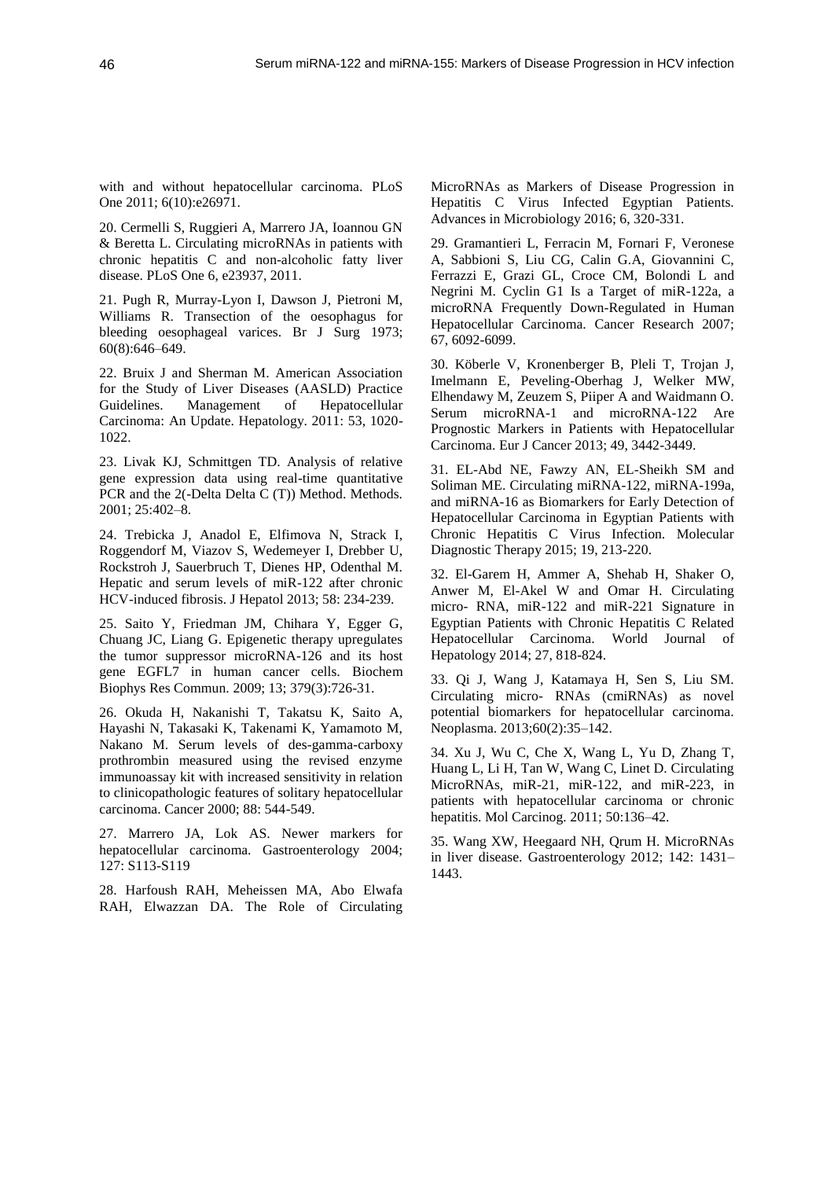with and without hepatocellular carcinoma. PLoS One 2011; 6(10):e26971.

20. Cermelli S, Ruggieri A, Marrero JA, Ioannou GN & Beretta L. Circulating microRNAs in patients with chronic hepatitis C and non-alcoholic fatty liver disease. PLoS One 6, e23937, 2011.

21. Pugh R, Murray-Lyon I, Dawson J, Pietroni M, Williams R. Transection of the oesophagus for bleeding oesophageal varices. Br J Surg 1973; 60(8):646–649.

22. Bruix J and Sherman M. American Association for the Study of Liver Diseases (AASLD) Practice Guidelines. Management of Hepatocellular Carcinoma: An Update. Hepatology. 2011: 53, 1020-1022.

23. Livak KJ, Schmittgen TD. Analysis of relative gene expression data using real-time quantitative PCR and the 2(-Delta Delta C (T)) Method. Methods. 2001; 25:402–8.

24. Trebicka J, Anadol E, Elfimova N, Strack I, Roggendorf M, Viazov S, Wedemeyer I, Drebber U, Rockstroh J, Sauerbruch T, Dienes HP, Odenthal M. Hepatic and serum levels of miR-122 after chronic HCV-induced fibrosis. J Hepatol 2013; 58: 234-239.

25. Saito Y, Friedman JM, Chihara Y, Egger G, Chuang JC, Liang G. Epigenetic therapy upregulates the tumor suppressor microRNA-126 and its host gene EGFL7 in human cancer cells. Biochem Biophys Res Commun. 2009; 13; 379(3):726-31.

26. Okuda H, Nakanishi T, Takatsu K, Saito A, Hayashi N, Takasaki K, Takenami K, Yamamoto M, Nakano M. Serum levels of des-gamma-carboxy prothrombin measured using the revised enzyme immunoassay kit with increased sensitivity in relation to clinicopathologic features of solitary hepatocellular carcinoma. Cancer 2000; 88: 544-549.

27. Marrero JA, Lok AS. Newer markers for hepatocellular carcinoma. Gastroenterology 2004; 127: S113-S119

28. Harfoush RAH, Meheissen MA, Abo Elwafa RAH, Elwazzan DA. The Role of Circulating MicroRNAs as Markers of Disease Progression in Hepatitis C Virus Infected Egyptian Patients. Advances in Microbiology 2016; 6, 320-331.

29. Gramantieri L, Ferracin M, Fornari F, Veronese A, Sabbioni S, Liu CG, Calin G.A, Giovannini C, Ferrazzi E, Grazi GL, Croce CM, Bolondi L and Negrini M. Cyclin G1 Is a Target of miR-122a, a microRNA Frequently Down-Regulated in Human Hepatocellular Carcinoma. Cancer Research 2007; 67, 6092-6099.

30. Köberle V, Kronenberger B, Pleli T, Trojan J, Imelmann E, Peveling-Oberhag J, Welker MW, Elhendawy M, Zeuzem S, Piiper A and Waidmann O. Serum microRNA-1 and microRNA-122 Are Prognostic Markers in Patients with Hepatocellular Carcinoma. Eur J Cancer 2013; 49, 3442-3449.

31. EL-Abd NE, Fawzy AN, EL-Sheikh SM and Soliman ME. Circulating miRNA-122, miRNA-199a, and miRNA-16 as Biomarkers for Early Detection of Hepatocellular Carcinoma in Egyptian Patients with Chronic Hepatitis C Virus Infection. Molecular Diagnostic Therapy 2015; 19, 213-220.

32. El-Garem H, Ammer A, Shehab H, Shaker O, Anwer M, El-Akel W and Omar H. Circulating micro- RNA, miR-122 and miR-221 Signature in Egyptian Patients with Chronic Hepatitis C Related Hepatocellular Carcinoma. World Journal of Hepatology 2014; 27, 818-824.

33. Qi J, Wang J, Katamaya H, Sen S, Liu SM. Circulating micro- RNAs (cmiRNAs) as novel potential biomarkers for hepatocellular carcinoma. Neoplasma. 2013;60(2):35–142.

34. Xu J, Wu C, Che X, Wang L, Yu D, Zhang T, Huang L, Li H, Tan W, Wang C, Linet D. Circulating MicroRNAs, miR-21, miR-122, and miR-223, in patients with hepatocellular carcinoma or chronic hepatitis. Mol Carcinog. 2011; 50:136–42.

35. Wang XW, Heegaard NH, Qrum H. MicroRNAs in liver disease. Gastroenterology 2012; 142: 1431–1443.